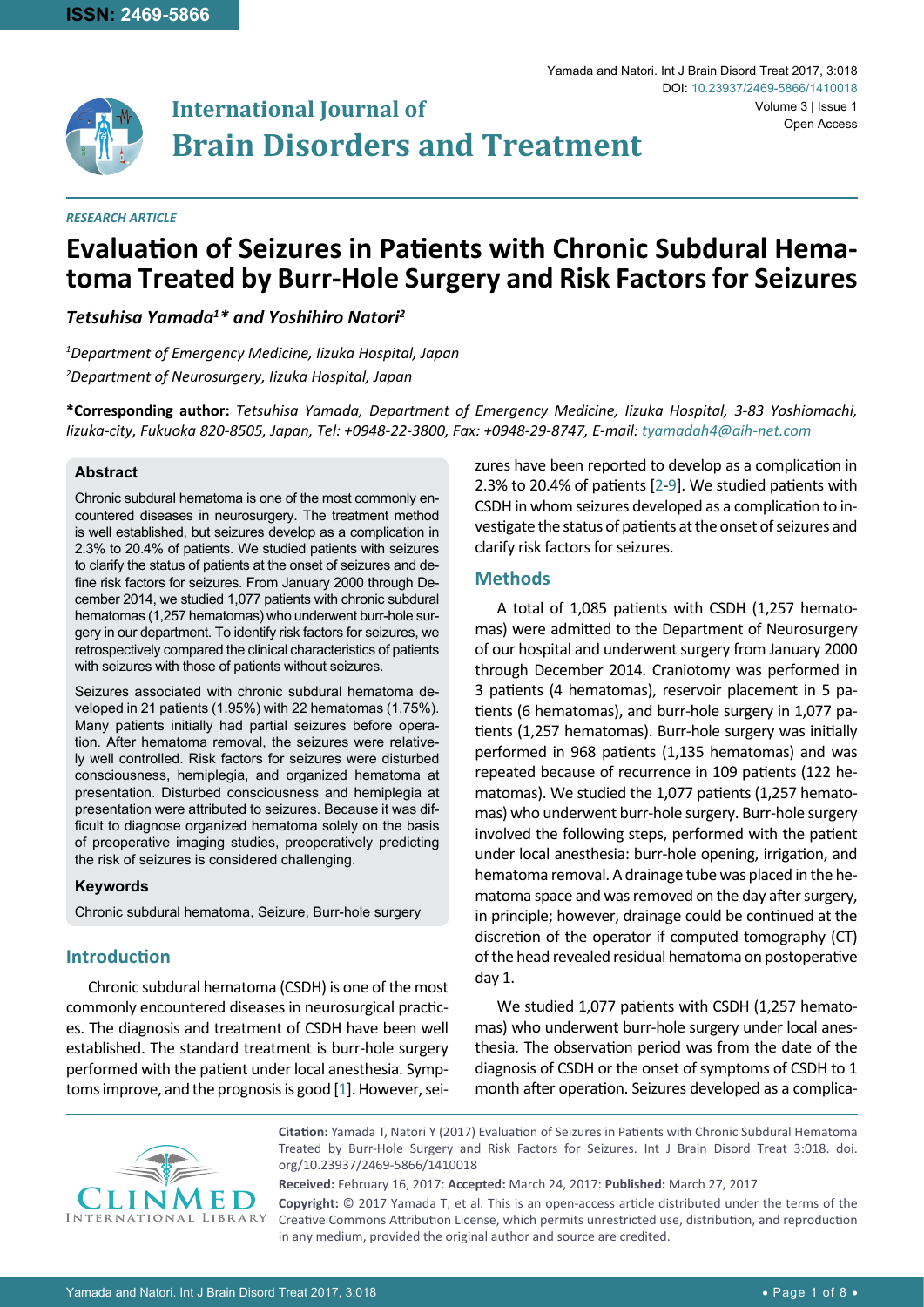ISSN: 2469-5866

Yamada and Natori. Int J Brain Disord Treat 2017, 3:018

DOI: 10.23937/2469-5866/1410018

Volume 3 | Issue 1

Open Access

# International Journal of Brain Disorders and Treatment

*RESEARCH ARTICLE*

# Evaluation of Seizures in Patients with Chronic Subdural Hematoma Treated by Burr-Hole Surgery and Risk Factors for Seizures

***Tetsuhisa Yamada[1]\* and Yoshihiro Natori[2]***

*[1]Department of Emergency Medicine, Iizuka Hospital, Japan*

*[2]Department of Neurosurgery, Iizuka Hospital, Japan*

**\*Corresponding author:** *Tetsuhisa Yamada, Department of Emergency Medicine, Iizuka Hospital, 3-83 Yoshiomachi, Iizuka-city, Fukuoka 820-8505, Japan, Tel: +0948-22-3800, Fax: +0948-29-8747, E-mail: tyamadah4@aih-net.com*

### Abstract

Chronic subdural hematoma is one of the most commonly encountered diseases in neurosurgery. The treatment method is well established, but seizures develop as a complication in 2.3% to 20.4% of patients. We studied patients with seizures to clarify the status of patients at the onset of seizures and define risk factors for seizures. From January 2000 through December 2014, we studied 1,077 patients with chronic subdural hematomas (1,257 hematomas) who underwent burr-hole surgery in our department. To identify risk factors for seizures, we retrospectively compared the clinical characteristics of patients with seizures with those of patients without seizures.

Seizures associated with chronic subdural hematoma developed in 21 patients (1.95%) with 22 hematomas (1.75%). Many patients initially had partial seizures before operation. After hematoma removal, the seizures were relatively well controlled. Risk factors for seizures were disturbed consciousness, hemiplegia, and organized hematoma at presentation. Disturbed consciousness and hemiplegia at presentation were attributed to seizures. Because it was difficult to diagnose organized hematoma solely on the basis of preoperative imaging studies, preoperatively predicting the risk of seizures is considered challenging.

### Keywords

Chronic subdural hematoma, Seizure, Burr-hole surgery

## Introduction

Chronic subdural hematoma (CSDH) is one of the most commonly encountered diseases in neurosurgical practices. The diagnosis and treatment of CSDH have been well established. The standard treatment is burr-hole surgery performed with the patient under local anesthesia. Symptoms improve, and the prognosis is good [1]. However, seizures have been reported to develop as a complication in 2.3% to 20.4% of patients [2-9]. We studied patients with CSDH in whom seizures developed as a complication to investigate the status of patients at the onset of seizures and clarify risk factors for seizures.

## Methods

A total of 1,085 patients with CSDH (1,257 hematomas) were admitted to the Department of Neurosurgery of our hospital and underwent surgery from January 2000 through December 2014. Craniotomy was performed in 3 patients (4 hematomas), reservoir placement in 5 patients (6 hematomas), and burr-hole surgery in 1,077 patients (1,257 hematomas). Burr-hole surgery was initially performed in 968 patients (1,135 hematomas) and was repeated because of recurrence in 109 patients (122 hematomas). We studied the 1,077 patients (1,257 hematomas) who underwent burr-hole surgery. Burr-hole surgery involved the following steps, performed with the patient under local anesthesia: burr-hole opening, irrigation, and hematoma removal. A drainage tube was placed in the hematoma space and was removed on the day after surgery, in principle; however, drainage could be continued at the discretion of the operator if computed tomography (CT) of the head revealed residual hematoma on postoperative day 1.

We studied 1,077 patients with CSDH (1,257 hematomas) who underwent burr-hole surgery under local anesthesia. The observation period was from the date of the diagnosis of CSDH or the onset of symptoms of CSDH to 1 month after operation. Seizures developed as a complica-

**Citation:** Yamada T, Natori Y (2017) Evaluation of Seizures in Patients with Chronic Subdural Hematoma Treated by Burr-Hole Surgery and Risk Factors for Seizures. Int J Brain Disord Treat 3:018. doi.org/10.23937/2469-5866/1410018

**Received:** February 16, 2017: **Accepted:** March 24, 2017: **Published:** March 27, 2017

**Copyright:** © 2017 Yamada T, et al. This is an open-access article distributed under the terms of the Creative Commons Attribution License, which permits unrestricted use, distribution, and reproduction in any medium, provided the original author and source are credited.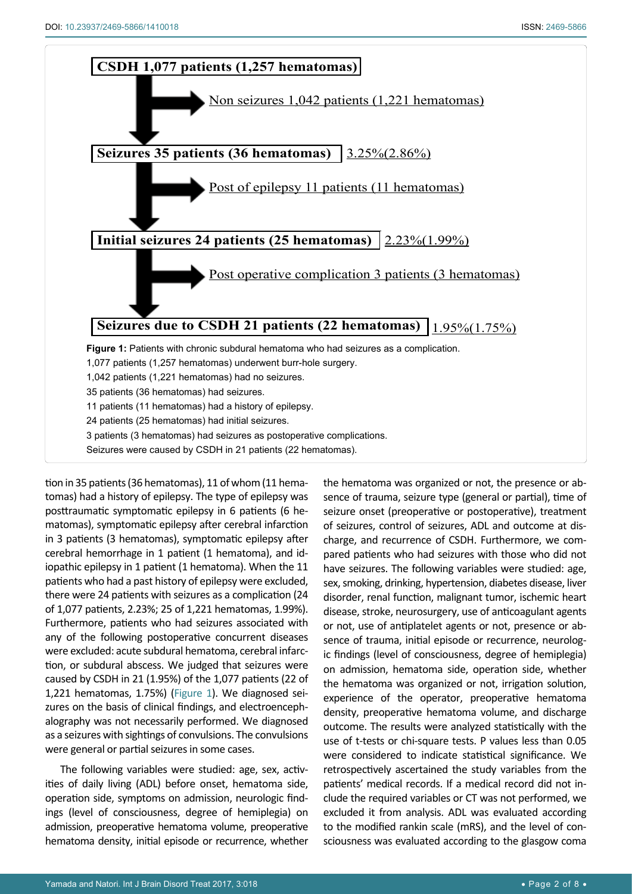**CSDH 1,077 patients (1,257 hematomas)**

→ Non seizures 1,042 patients (1,221 hematomas)

**Seizures 35 patients (36 hematomas)** 3.25%(2.86%)

→ Post of epilepsy 11 patients (11 hematomas)

**Initial seizures 24 patients (25 hematomas)** 2.23%(1.99%)

→ Post operative complication 3 patients (3 hematomas)

**Seizures due to CSDH 21 patients (22 hematomas)** 1.95%(1.75%)

**Figure 1:** Patients with chronic subdural hematoma who had seizures as a complication.
1,077 patients (1,257 hematomas) underwent burr-hole surgery.
1,042 patients (1,221 hematomas) had no seizures.
35 patients (36 hematomas) had seizures.
11 patients (11 hematomas) had a history of epilepsy.
24 patients (25 hematomas) had initial seizures.
3 patients (3 hematomas) had seizures as postoperative complications.
Seizures were caused by CSDH in 21 patients (22 hematomas).

tion in 35 patients (36 hematomas), 11 of whom (11 hematomas) had a history of epilepsy. The type of epilepsy was posttraumatic symptomatic epilepsy in 6 patients (6 hematomas), symptomatic epilepsy after cerebral infarction in 3 patients (3 hematomas), symptomatic epilepsy after cerebral hemorrhage in 1 patient (1 hematoma), and idiopathic epilepsy in 1 patient (1 hematoma). When the 11 patients who had a past history of epilepsy were excluded, there were 24 patients with seizures as a complication (24 of 1,077 patients, 2.23%; 25 of 1,221 hematomas, 1.99%). Furthermore, patients who had seizures associated with any of the following postoperative concurrent diseases were excluded: acute subdural hematoma, cerebral infarction, or subdural abscess. We judged that seizures were caused by CSDH in 21 (1.95%) of the 1,077 patients (22 of 1,221 hematomas, 1.75%) (Figure 1). We diagnosed seizures on the basis of clinical findings, and electroencephalography was not necessarily performed. We diagnosed as a seizures with sightings of convulsions. The convulsions were general or partial seizures in some cases.

The following variables were studied: age, sex, activities of daily living (ADL) before onset, hematoma side, operation side, symptoms on admission, neurologic findings (level of consciousness, degree of hemiplegia) on admission, preoperative hematoma volume, preoperative hematoma density, initial episode or recurrence, whether the hematoma was organized or not, the presence or absence of trauma, seizure type (general or partial), time of seizure onset (preoperative or postoperative), treatment of seizures, control of seizures, ADL and outcome at discharge, and recurrence of CSDH. Furthermore, we compared patients who had seizures with those who did not have seizures. The following variables were studied: age, sex, smoking, drinking, hypertension, diabetes disease, liver disorder, renal function, malignant tumor, ischemic heart disease, stroke, neurosurgery, use of anticoagulant agents or not, use of antiplatelet agents or not, presence or absence of trauma, initial episode or recurrence, neurologic findings (level of consciousness, degree of hemiplegia) on admission, hematoma side, operation side, whether the hematoma was organized or not, irrigation solution, experience of the operator, preoperative hematoma density, preoperative hematoma volume, and discharge outcome. The results were analyzed statistically with the use of t-tests or chi-square tests. P values less than 0.05 were considered to indicate statistical significance. We retrospectively ascertained the study variables from the patients' medical records. If a medical record did not include the required variables or CT was not performed, we excluded it from analysis. ADL was evaluated according to the modified rankin scale (mRS), and the level of consciousness was evaluated according to the glasgow coma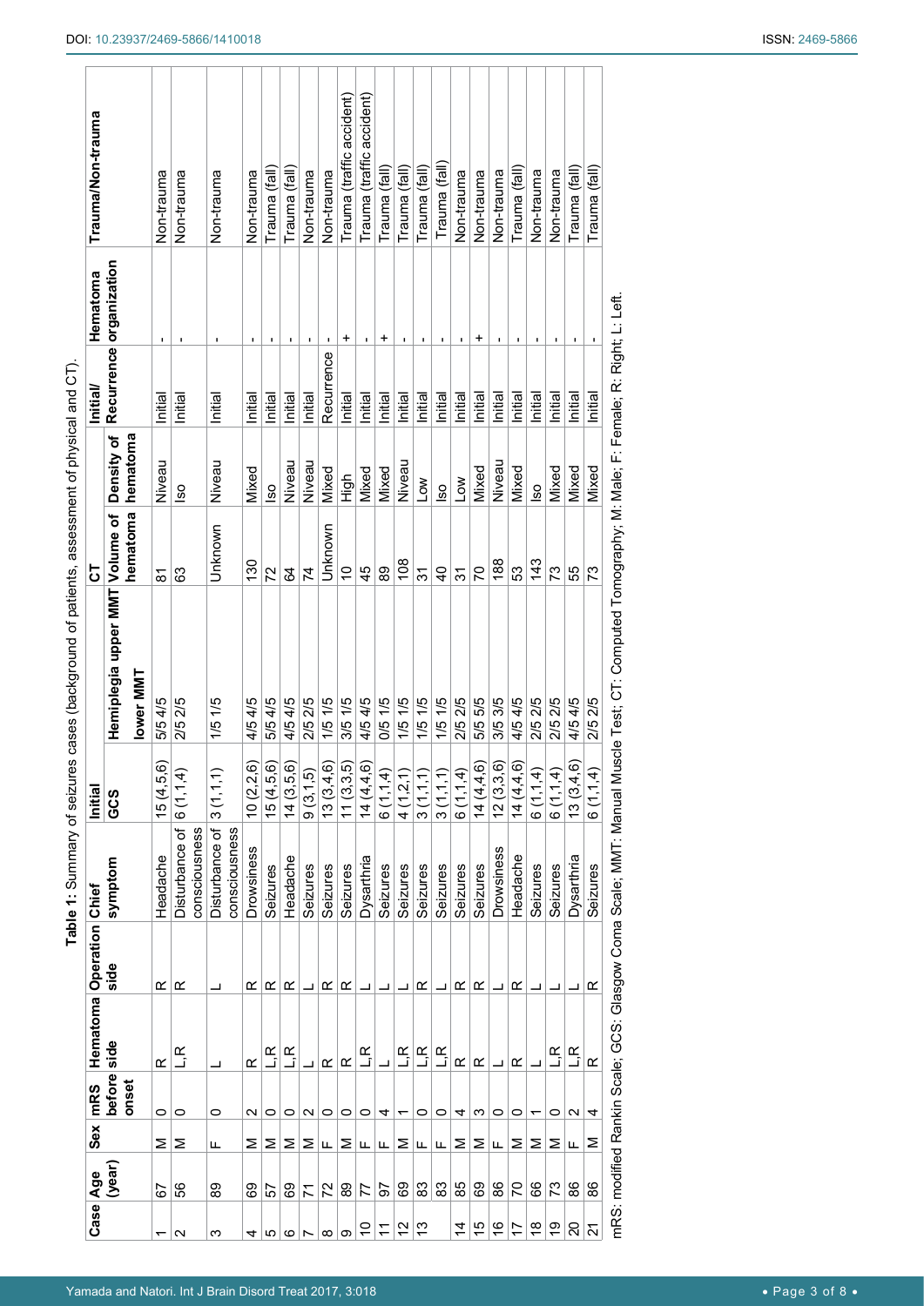**Table 1:** Summary of seizures cases (background of patients, assessment of physical and CT).

| Case | Age (year) | Sex | mRS before onset | Hematoma side | Operation side | Chief symptom | Initial | | CT | | Initial/ Recurrence | Hematoma organization | Trauma/Non-trauma |
|---|---|---|---|---|---|---|---|---|---|---|---|---|---|
| | | | | | | | GCS | Hemiplegia upper MMT lower MMT | Volume of hematoma | Density of hematoma | | | |
| 1 | 67 | M | 0 | R | R | Headache | 15 (4,5,6) | 5/5 4/5 | 81 | Niveau | Initial | - | Non-trauma |
| 2 | 56 | M | 0 | L,R | R | Disturbance of consciousness | 6 (1,1,4) | 2/5 2/5 | 63 | Iso | Initial | - | Non-trauma |
| 3 | 89 | F | 0 | L | L | Disturbance of consciousness | 3 (1,1,1) | 1/5 1/5 | Unknown | Niveau | Initial | - | Non-trauma |
| 4 | 69 | M | 2 | R | R | Drowsiness | 10 (2,2,6) | 4/5 4/5 | 130 | Mixed | Initial | - | Non-trauma |
| 5 | 57 | M | 0 | L,R | R | Seizures | 15 (4,5,6) | 5/5 4/5 | 72 | Iso | Initial | - | Trauma (fall) |
| 6 | 69 | M | 0 | L,R | R | Headache | 14 (3,5,6) | 4/5 4/5 | 64 | Niveau | Initial | - | Trauma (fall) |
| 7 | 71 | M | 2 | L | L | Seizures | 9 (3,1,5) | 2/5 2/5 | 74 | Niveau | Initial | - | Non-trauma |
| 8 | 72 | F | 0 | R | R | Seizures | 13 (3,4,6) | 1/5 1/5 | Unknown | Mixed | Recurrence | - | Non-trauma |
| 9 | 89 | M | 0 | R | R | Seizures | 11 (3,3,5) | 3/5 1/5 | 10 | High | Initial | + | Trauma (traffic accident) |
| 10 | 77 | F | 0 | L,R | L | Dysarthria | 14 (4,4,6) | 4/5 4/5 | 45 | Mixed | Initial | - | Trauma (traffic accident) |
| 11 | 97 | F | 4 | L | L | Seizures | 6 (1,1,4) | 0/5 1/5 | 89 | Mixed | Initial | + | Trauma (fall) |
| 12 | 69 | M | 1 | L,R | L | Seizures | 4 (1,2,1) | 1/5 1/5 | 108 | Niveau | Initial | - | Trauma (fall) |
| 13 | 83 | F | 0 | L,R | R | Seizures | 3 (1,1,1) | 1/5 1/5 | 31 | Low | Initial | - | Trauma (fall) |
| | 83 | F | 0 | L,R | L | Seizures | 3 (1,1,1) | 1/5 1/5 | 40 | Iso | Initial | - | Trauma (fall) |
| 14 | 85 | M | 4 | R | R | Seizures | 6 (1,1,4) | 2/5 2/5 | 31 | Low | Initial | - | Non-trauma |
| 15 | 69 | M | 3 | R | R | Seizures | 14 (4,4,6) | 5/5 5/5 | 70 | Mixed | Initial | + | Non-trauma |
| 16 | 86 | F | 0 | L | L | Drowsiness | 12 (3,3,6) | 3/5 3/5 | 188 | Niveau | Initial | - | Non-trauma |
| 17 | 70 | M | 0 | R | R | Headache | 14 (4,4,6) | 4/5 4/5 | 53 | Mixed | Initial | - | Trauma (fall) |
| 18 | 66 | M | 1 | L | L | Seizures | 6 (1,1,4) | 2/5 2/5 | 143 | Iso | Initial | - | Non-trauma |
| 19 | 73 | M | 0 | L,R | L | Seizures | 6 (1,1,4) | 2/5 2/5 | 73 | Mixed | Initial | - | Non-trauma |
| 20 | 86 | F | 2 | L,R | L | Dysarthria | 13 (3,4,6) | 4/5 4/5 | 55 | Mixed | Initial | - | Trauma (fall) |
| 21 | 86 | M | 4 | R | R | Seizures | 6 (1,1,4) | 2/5 2/5 | 73 | Mixed | Initial | - | Trauma (fall) |

mRS: modified Rankin Scale; GCS: Glasgow Coma Scale; MMT: Manual Muscle Test; CT: Computed Tomography; M: Male; F: Female; R: Right; L: Left.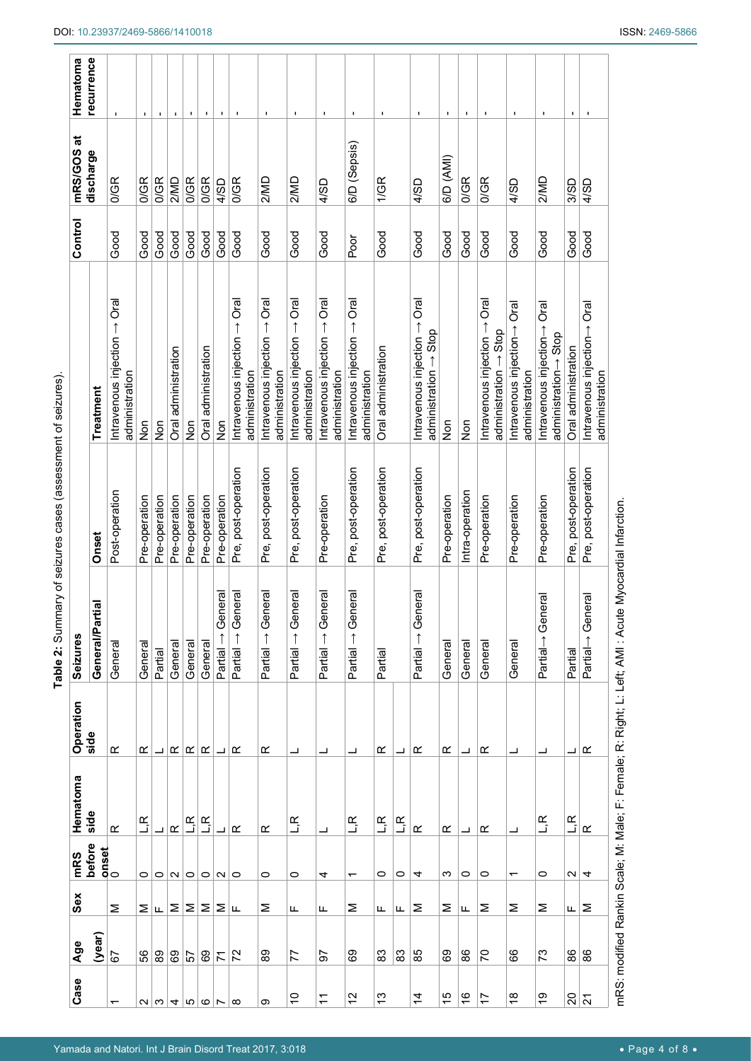**Table 2:** Summary of seizures cases (assessment of seizures).

| Case | Age (year) | Sex | mRS before onset | Hematoma side | Operation side | Seizures | | | Control | mRS/GOS at discharge | Hematoma recurrence |
|---|---|---|---|---|---|---|---|---|---|---|---|
| | | | | | | General/Partial | Onset | Treatment | | | |
| 1 | 67 | M | 0 | R | R | General | Post-operation | Intravenous injection → Oral administration | Good | 0/GR | - |
| 2 | 56 | M | 0 | L,R | R | General | Pre-operation | Non | Good | 0/GR | - |
| 3 | 89 | F | 0 | L | L | Partial | Pre-operation | Non | Good | 0/GR | - |
| 4 | 69 | M | 2 | R | R | General | Pre-operation | Oral administration | Good | 2/MD | - |
| 5 | 57 | M | 0 | L,R | R | General | Pre-operation | Non | Good | 0/GR | - |
| 6 | 69 | M | 0 | L,R | R | General | Pre-operation | Oral administration | Good | 0/GR | - |
| 7 | 71 | M | 2 | L | L | Partial → General | Pre-operation | Non | Good | 4/SD | - |
| 8 | 72 | F | 0 | R | R | Partial → General | Pre, post-operation | Intravenous injection → Oral administration | Good | 0/GR | - |
| 9 | 89 | M | 0 | R | R | Partial → General | Pre, post-operation | Intravenous injection → Oral administration | Good | 2/MD | - |
| 10 | 77 | F | 0 | L,R | L | Partial → General | Pre, post-operation | Intravenous injection → Oral administration | Good | 2/MD | - |
| 11 | 97 | F | 4 | L | L | Partial → General | Pre-operation | Intravenous injection → Oral administration | Good | 4/SD | - |
| 12 | 69 | M | 1 | L,R | L | Partial → General | Pre, post-operation | Intravenous injection → Oral administration | Poor | 6/D (Sepsis) | - |
| 13 | 83 | F | 0 | L,R | R | Partial | Pre, post-operation | Oral administration | Good | 1/GR | - |
| | 83 | F | 0 | L,R | L | | | | | | |
| 14 | 85 | M | 4 | R | R | Partial → General | Pre, post-operation | Intravenous injection → Oral administration → Stop | Good | 4/SD | - |
| 15 | 69 | M | 3 | R | R | General | Pre-operation | Non | Good | 6/D (AMI) | - |
| 16 | 86 | F | 0 | L | L | General | Intra-operation | Non | Good | 0/GR | - |
| 17 | 70 | M | 0 | R | R | General | Pre-operation | Intravenous injection → Oral administration → Stop | Good | 0/GR | - |
| 18 | 66 | M | 1 | L | L | General | Pre-operation | Intravenous injection→ Oral administration | Good | 4/SD | - |
| 19 | 73 | M | 0 | L,R | L | Partial→ General | Pre-operation | Intravenous injection→ Oral administration→ Stop | Good | 2/MD | - |
| 20 | 86 | F | 2 | L,R | L | Partial | Pre, post-operation | Oral administration | Good | 3/SD | - |
| 21 | 86 | M | 4 | R | R | Partial→ General | Pre, post-operation | Intravenous injection→ Oral administration | Good | 4/SD | - |

mRS: modified Rankin Scale; M: Male; F: Female; R: Right; L: Left; AMI: Acute Myocardial Infarction.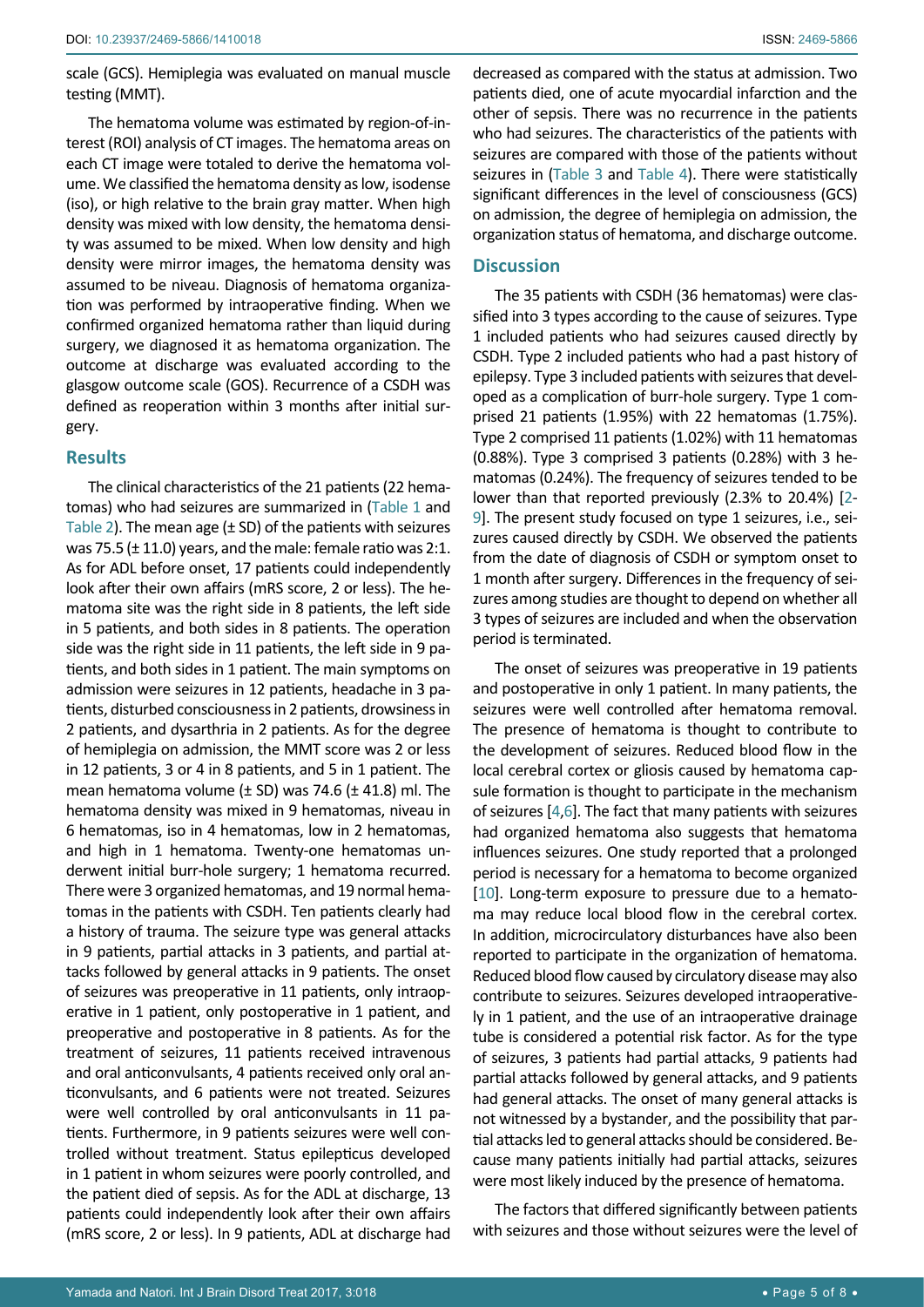scale (GCS). Hemiplegia was evaluated on manual muscle testing (MMT).

The hematoma volume was estimated by region-of-interest (ROI) analysis of CT images. The hematoma areas on each CT image were totaled to derive the hematoma volume. We classified the hematoma density as low, isodense (iso), or high relative to the brain gray matter. When high density was mixed with low density, the hematoma density was assumed to be mixed. When low density and high density were mirror images, the hematoma density was assumed to be niveau. Diagnosis of hematoma organization was performed by intraoperative finding. When we confirmed organized hematoma rather than liquid during surgery, we diagnosed it as hematoma organization. The outcome at discharge was evaluated according to the glasgow outcome scale (GOS). Recurrence of a CSDH was defined as reoperation within 3 months after initial surgery.

## Results

The clinical characteristics of the 21 patients (22 hematomas) who had seizures are summarized in (Table 1 and Table 2). The mean age (± SD) of the patients with seizures was 75.5 (± 11.0) years, and the male: female ratio was 2:1. As for ADL before onset, 17 patients could independently look after their own affairs (mRS score, 2 or less). The hematoma site was the right side in 8 patients, the left side in 5 patients, and both sides in 8 patients. The operation side was the right side in 11 patients, the left side in 9 patients, and both sides in 1 patient. The main symptoms on admission were seizures in 12 patients, headache in 3 patients, disturbed consciousness in 2 patients, drowsiness in 2 patients, and dysarthria in 2 patients. As for the degree of hemiplegia on admission, the MMT score was 2 or less in 12 patients, 3 or 4 in 8 patients, and 5 in 1 patient. The mean hematoma volume (± SD) was 74.6 (± 41.8) ml. The hematoma density was mixed in 9 hematomas, niveau in 6 hematomas, iso in 4 hematomas, low in 2 hematomas, and high in 1 hematoma. Twenty-one hematomas underwent initial burr-hole surgery; 1 hematoma recurred. There were 3 organized hematomas, and 19 normal hematomas in the patients with CSDH. Ten patients clearly had a history of trauma. The seizure type was general attacks in 9 patients, partial attacks in 3 patients, and partial attacks followed by general attacks in 9 patients. The onset of seizures was preoperative in 11 patients, only intraoperative in 1 patient, only postoperative in 1 patient, and preoperative and postoperative in 8 patients. As for the treatment of seizures, 11 patients received intravenous and oral anticonvulsants, 4 patients received only oral anticonvulsants, and 6 patients were not treated. Seizures were well controlled by oral anticonvulsants in 11 patients. Furthermore, in 9 patients seizures were well controlled without treatment. Status epilepticus developed in 1 patient in whom seizures were poorly controlled, and the patient died of sepsis. As for the ADL at discharge, 13 patients could independently look after their own affairs (mRS score, 2 or less). In 9 patients, ADL at discharge had decreased as compared with the status at admission. Two patients died, one of acute myocardial infarction and the other of sepsis. There was no recurrence in the patients who had seizures. The characteristics of the patients with seizures are compared with those of the patients without seizures in (Table 3 and Table 4). There were statistically significant differences in the level of consciousness (GCS) on admission, the degree of hemiplegia on admission, the organization status of hematoma, and discharge outcome.

## Discussion

The 35 patients with CSDH (36 hematomas) were classified into 3 types according to the cause of seizures. Type 1 included patients who had seizures caused directly by CSDH. Type 2 included patients who had a past history of epilepsy. Type 3 included patients with seizures that developed as a complication of burr-hole surgery. Type 1 comprised 21 patients (1.95%) with 22 hematomas (1.75%). Type 2 comprised 11 patients (1.02%) with 11 hematomas (0.88%). Type 3 comprised 3 patients (0.28%) with 3 hematomas (0.24%). The frequency of seizures tended to be lower than that reported previously (2.3% to 20.4%) [2-9]. The present study focused on type 1 seizures, i.e., seizures caused directly by CSDH. We observed the patients from the date of diagnosis of CSDH or symptom onset to 1 month after surgery. Differences in the frequency of seizures among studies are thought to depend on whether all 3 types of seizures are included and when the observation period is terminated.

The onset of seizures was preoperative in 19 patients and postoperative in only 1 patient. In many patients, the seizures were well controlled after hematoma removal. The presence of hematoma is thought to contribute to the development of seizures. Reduced blood flow in the local cerebral cortex or gliosis caused by hematoma capsule formation is thought to participate in the mechanism of seizures [4,6]. The fact that many patients with seizures had organized hematoma also suggests that hematoma influences seizures. One study reported that a prolonged period is necessary for a hematoma to become organized [10]. Long-term exposure to pressure due to a hematoma may reduce local blood flow in the cerebral cortex. In addition, microcirculatory disturbances have also been reported to participate in the organization of hematoma. Reduced blood flow caused by circulatory disease may also contribute to seizures. Seizures developed intraoperatively in 1 patient, and the use of an intraoperative drainage tube is considered a potential risk factor. As for the type of seizures, 3 patients had partial attacks, 9 patients had partial attacks followed by general attacks, and 9 patients had general attacks. The onset of many general attacks is not witnessed by a bystander, and the possibility that partial attacks led to general attacks should be considered. Because many patients initially had partial attacks, seizures were most likely induced by the presence of hematoma.

The factors that differed significantly between patients with seizures and those without seizures were the level of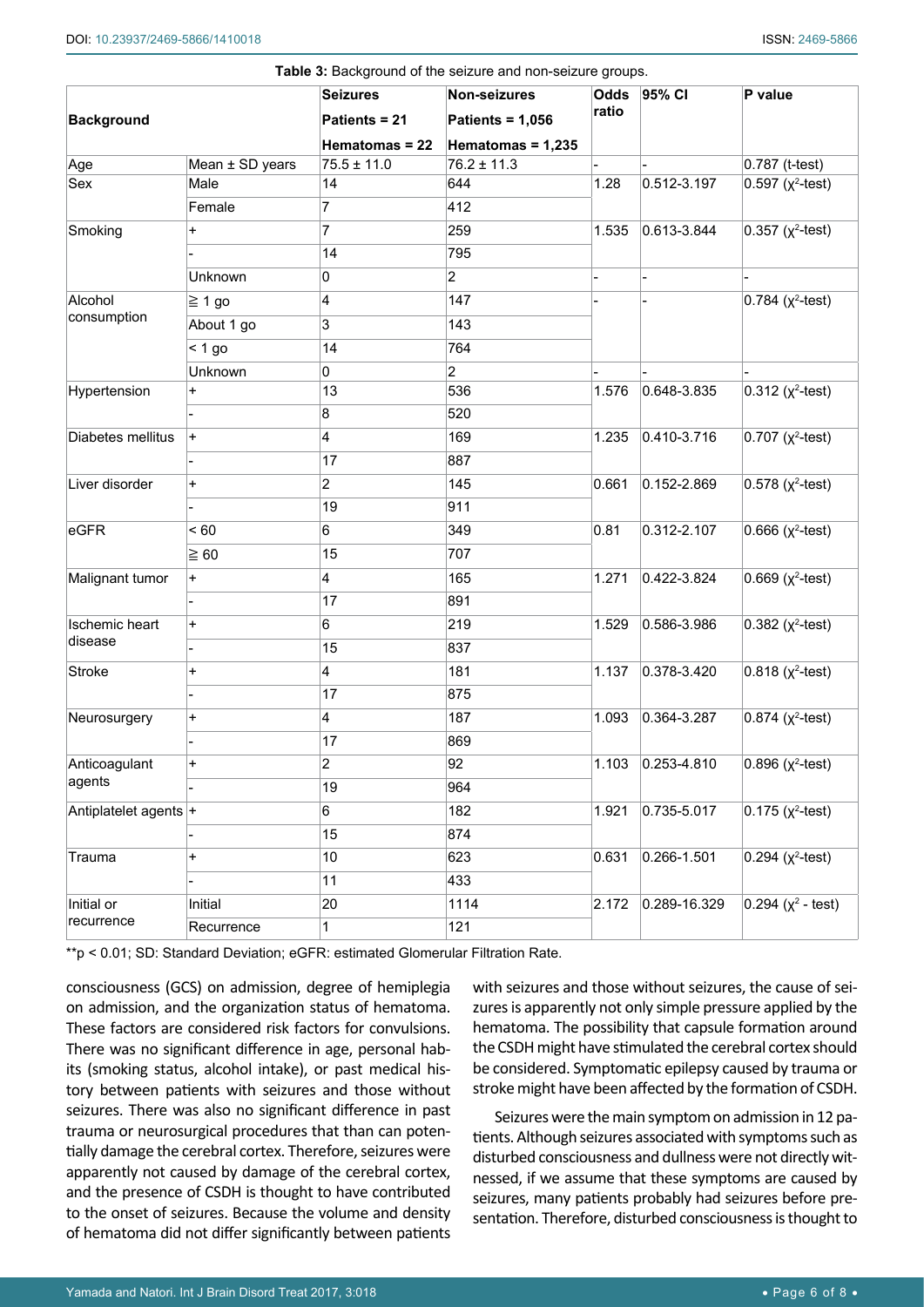**Table 3:** Background of the seizure and non-seizure groups.

| Background | | Seizures Patients = 21 Hematomas = 22 | Non-seizures Patients = 1,056 Hematomas = 1,235 | Odds ratio | 95% CI | P value |
|---|---|---|---|---|---|---|
| Age | Mean ± SD years | 75.5 ± 11.0 | 76.2 ± 11.3 | - | - | 0.787 (t-test) |
| Sex | Male | 14 | 644 | 1.28 | 0.512-3.197 | 0.597 ($\chi^2$-test) |
| | Female | 7 | 412 | | | |
| Smoking | + | 7 | 259 | 1.535 | 0.613-3.844 | 0.357 ($\chi^2$-test) |
| | - | 14 | 795 | | | |
| | Unknown | 0 | 2 | - | - | - |
| Alcohol consumption | ≧ 1 go | 4 | 147 | - | - | 0.784 ($\chi^2$-test) |
| | About 1 go | 3 | 143 | | | |
| | < 1 go | 14 | 764 | | | |
| | Unknown | 0 | 2 | - | - | - |
| Hypertension | + | 13 | 536 | 1.576 | 0.648-3.835 | 0.312 ($\chi^2$-test) |
| | - | 8 | 520 | | | |
| Diabetes mellitus | + | 4 | 169 | 1.235 | 0.410-3.716 | 0.707 ($\chi^2$-test) |
| | - | 17 | 887 | | | |
| Liver disorder | + | 2 | 145 | 0.661 | 0.152-2.869 | 0.578 ($\chi^2$-test) |
| | - | 19 | 911 | | | |
| eGFR | < 60 | 6 | 349 | 0.81 | 0.312-2.107 | 0.666 ($\chi^2$-test) |
| | ≧ 60 | 15 | 707 | | | |
| Malignant tumor | + | 4 | 165 | 1.271 | 0.422-3.824 | 0.669 ($\chi^2$-test) |
| | - | 17 | 891 | | | |
| Ischemic heart disease | + | 6 | 219 | 1.529 | 0.586-3.986 | 0.382 ($\chi^2$-test) |
| | - | 15 | 837 | | | |
| Stroke | + | 4 | 181 | 1.137 | 0.378-3.420 | 0.818 ($\chi^2$-test) |
| | - | 17 | 875 | | | |
| Neurosurgery | + | 4 | 187 | 1.093 | 0.364-3.287 | 0.874 ($\chi^2$-test) |
| | - | 17 | 869 | | | |
| Anticoagulant agents | + | 2 | 92 | 1.103 | 0.253-4.810 | 0.896 ($\chi^2$-test) |
| | - | 19 | 964 | | | |
| Antiplatelet agents | + | 6 | 182 | 1.921 | 0.735-5.017 | 0.175 ($\chi^2$-test) |
| | - | 15 | 874 | | | |
| Trauma | + | 10 | 623 | 0.631 | 0.266-1.501 | 0.294 ($\chi^2$-test) |
| | - | 11 | 433 | | | |
| Initial or recurrence | Initial | 20 | 1114 | 2.172 | 0.289-16.329 | 0.294 ($\chi^2$ - test) |
| | Recurrence | 1 | 121 | | | |

**p < 0.01; SD: Standard Deviation; eGFR: estimated Glomerular Filtration Rate.

consciousness (GCS) on admission, degree of hemiplegia on admission, and the organization status of hematoma. These factors are considered risk factors for convulsions. There was no significant difference in age, personal habits (smoking status, alcohol intake), or past medical history between patients with seizures and those without seizures. There was also no significant difference in past trauma or neurosurgical procedures that than can potentially damage the cerebral cortex. Therefore, seizures were apparently not caused by damage of the cerebral cortex, and the presence of CSDH is thought to have contributed to the onset of seizures. Because the volume and density of hematoma did not differ significantly between patients with seizures and those without seizures, the cause of seizures is apparently not only simple pressure applied by the hematoma. The possibility that capsule formation around the CSDH might have stimulated the cerebral cortex should be considered. Symptomatic epilepsy caused by trauma or stroke might have been affected by the formation of CSDH.

Seizures were the main symptom on admission in 12 patients. Although seizures associated with symptoms such as disturbed consciousness and dullness were not directly witnessed, if we assume that these symptoms are caused by seizures, many patients probably had seizures before presentation. Therefore, disturbed consciousness is thought to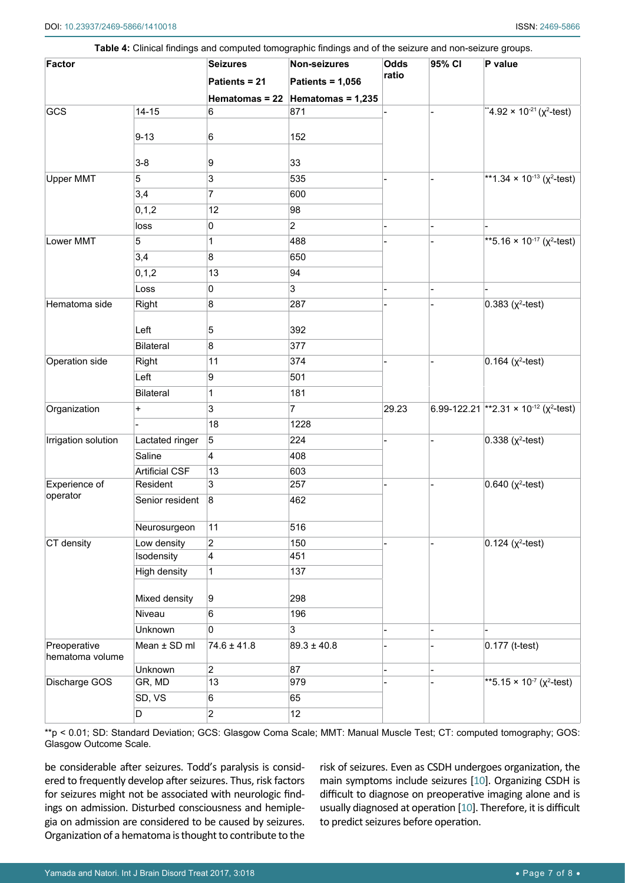**Table 4:** Clinical findings and computed tomographic findings and of the seizure and non-seizure groups.

| Factor | | Seizures<br>Patients = 21<br>Hematomas = 22 | Non-seizures<br>Patients = 1,056<br>Hematomas = 1,235 | Odds ratio | 95% CI | P value |
|---|---|---|---|---|---|---|
| GCS | 14-15 | 6 | 871 | - | - | $^{**}4.92 \times 10^{-21}$ ($\chi^2$-test) |
| | 9-13 | 6 | 152 | | | |
| | 3-8 | 9 | 33 | | | |
| Upper MMT | 5 | 3 | 535 | - | - | $^{**}1.34 \times 10^{-13}$ ($\chi^2$-test) |
| | 3,4 | 7 | 600 | | | |
| | 0,1,2 | 12 | 98 | | | |
| | loss | 0 | 2 | - | - | - |
| Lower MMT | 5 | 1 | 488 | - | - | $^{**}5.16 \times 10^{-17}$ ($\chi^2$-test) |
| | 3,4 | 8 | 650 | | | |
| | 0,1,2 | 13 | 94 | | | |
| | Loss | 0 | 3 | - | - | - |
| Hematoma side | Right | 8 | 287 | - | - | 0.383 ($\chi^2$-test) |
| | Left | 5 | 392 | | | |
| | Bilateral | 8 | 377 | | | |
| Operation side | Right | 11 | 374 | - | - | 0.164 ($\chi^2$-test) |
| | Left | 9 | 501 | | | |
| | Bilateral | 1 | 181 | | | |
| Organization | + | 3 | 7 | 29.23 | 6.99-122.21 | $^{**}2.31 \times 10^{-12}$ ($\chi^2$-test) |
| | - | 18 | 1228 | | | |
| Irrigation solution | Lactated ringer | 5 | 224 | - | - | 0.338 ($\chi^2$-test) |
| | Saline | 4 | 408 | | | |
| | Artificial CSF | 13 | 603 | | | |
| Experience of operator | Resident | 3 | 257 | - | - | 0.640 ($\chi^2$-test) |
| | Senior resident | 8 | 462 | | | |
| | Neurosurgeon | 11 | 516 | | | |
| CT density | Low density | 2 | 150 | - | - | 0.124 ($\chi^2$-test) |
| | Isodensity | 4 | 451 | | | |
| | High density | 1 | 137 | | | |
| | Mixed density | 9 | 298 | | | |
| | Niveau | 6 | 196 | | | |
| | Unknown | 0 | 3 | - | - | - |
| Preoperative hematoma volume | Mean ± SD ml | 74.6 ± 41.8 | 89.3 ± 40.8 | - | - | 0.177 (t-test) |
| | Unknown | 2 | 87 | - | - | |
| Discharge GOS | GR, MD | 13 | 979 | - | - | $^{**}5.15 \times 10^{-7}$ ($\chi^2$-test) |
| | SD, VS | 6 | 65 | | | |
| | D | 2 | 12 | | | |

**$p < 0.01$; SD: Standard Deviation; GCS: Glasgow Coma Scale; MMT: Manual Muscle Test; CT: computed tomography; GOS: Glasgow Outcome Scale.

be considerable after seizures. Todd's paralysis is considered to frequently develop after seizures. Thus, risk factors for seizures might not be associated with neurologic findings on admission. Disturbed consciousness and hemiplegia on admission are considered to be caused by seizures. Organization of a hematoma is thought to contribute to the risk of seizures. Even as CSDH undergoes organization, the main symptoms include seizures [10]. Organizing CSDH is difficult to diagnose on preoperative imaging alone and is usually diagnosed at operation [10]. Therefore, it is difficult to predict seizures before operation.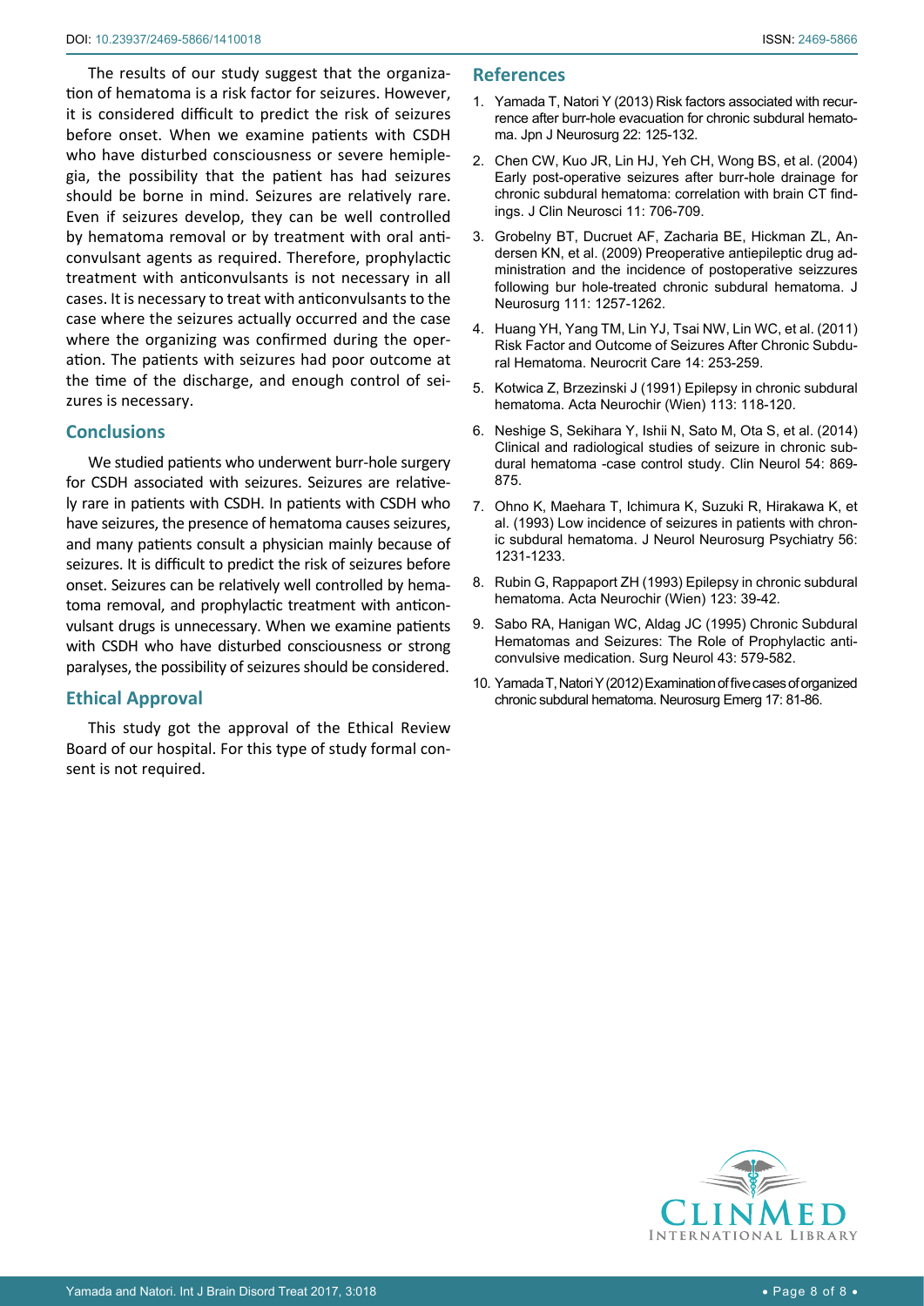The results of our study suggest that the organization of hematoma is a risk factor for seizures. However, it is considered difficult to predict the risk of seizures before onset. When we examine patients with CSDH who have disturbed consciousness or severe hemiplegia, the possibility that the patient has had seizures should be borne in mind. Seizures are relatively rare. Even if seizures develop, they can be well controlled by hematoma removal or by treatment with oral anticonvulsant agents as required. Therefore, prophylactic treatment with anticonvulsants is not necessary in all cases. It is necessary to treat with anticonvulsants to the case where the seizures actually occurred and the case where the organizing was confirmed during the operation. The patients with seizures had poor outcome at the time of the discharge, and enough control of seizures is necessary.

## Conclusions

We studied patients who underwent burr-hole surgery for CSDH associated with seizures. Seizures are relatively rare in patients with CSDH. In patients with CSDH who have seizures, the presence of hematoma causes seizures, and many patients consult a physician mainly because of seizures. It is difficult to predict the risk of seizures before onset. Seizures can be relatively well controlled by hematoma removal, and prophylactic treatment with anticonvulsant drugs is unnecessary. When we examine patients with CSDH who have disturbed consciousness or strong paralyses, the possibility of seizures should be considered.

## Ethical Approval

This study got the approval of the Ethical Review Board of our hospital. For this type of study formal consent is not required.

## References

1. Yamada T, Natori Y (2013) Risk factors associated with recurrence after burr-hole evacuation for chronic subdural hematoma. Jpn J Neurosurg 22: 125-132.
2. Chen CW, Kuo JR, Lin HJ, Yeh CH, Wong BS, et al. (2004) Early post-operative seizures after burr-hole drainage for chronic subdural hematoma: correlation with brain CT findings. J Clin Neurosci 11: 706-709.
3. Grobelny BT, Ducruet AF, Zacharia BE, Hickman ZL, Andersen KN, et al. (2009) Preoperative antiepileptic drug administration and the incidence of postoperative seizzures following bur hole-treated chronic subdural hematoma. J Neurosurg 111: 1257-1262.
4. Huang YH, Yang TM, Lin YJ, Tsai NW, Lin WC, et al. (2011) Risk Factor and Outcome of Seizures After Chronic Subdural Hematoma. Neurocrit Care 14: 253-259.
5. Kotwica Z, Brzezinski J (1991) Epilepsy in chronic subdural hematoma. Acta Neurochir (Wien) 113: 118-120.
6. Neshige S, Sekihara Y, Ishii N, Sato M, Ota S, et al. (2014) Clinical and radiological studies of seizure in chronic subdural hematoma -case control study. Clin Neurol 54: 869-875.
7. Ohno K, Maehara T, Ichimura K, Suzuki R, Hirakawa K, et al. (1993) Low incidence of seizures in patients with chronic subdural hematoma. J Neurol Neurosurg Psychiatry 56: 1231-1233.
8. Rubin G, Rappaport ZH (1993) Epilepsy in chronic subdural hematoma. Acta Neurochir (Wien) 123: 39-42.
9. Sabo RA, Hanigan WC, Aldag JC (1995) Chronic Subdural Hematomas and Seizures: The Role of Prophylactic anticonvulsive medication. Surg Neurol 43: 579-582.
10. Yamada T, Natori Y (2012) Examination of five cases of organized chronic subdural hematoma. Neurosurg Emerg 17: 81-86.